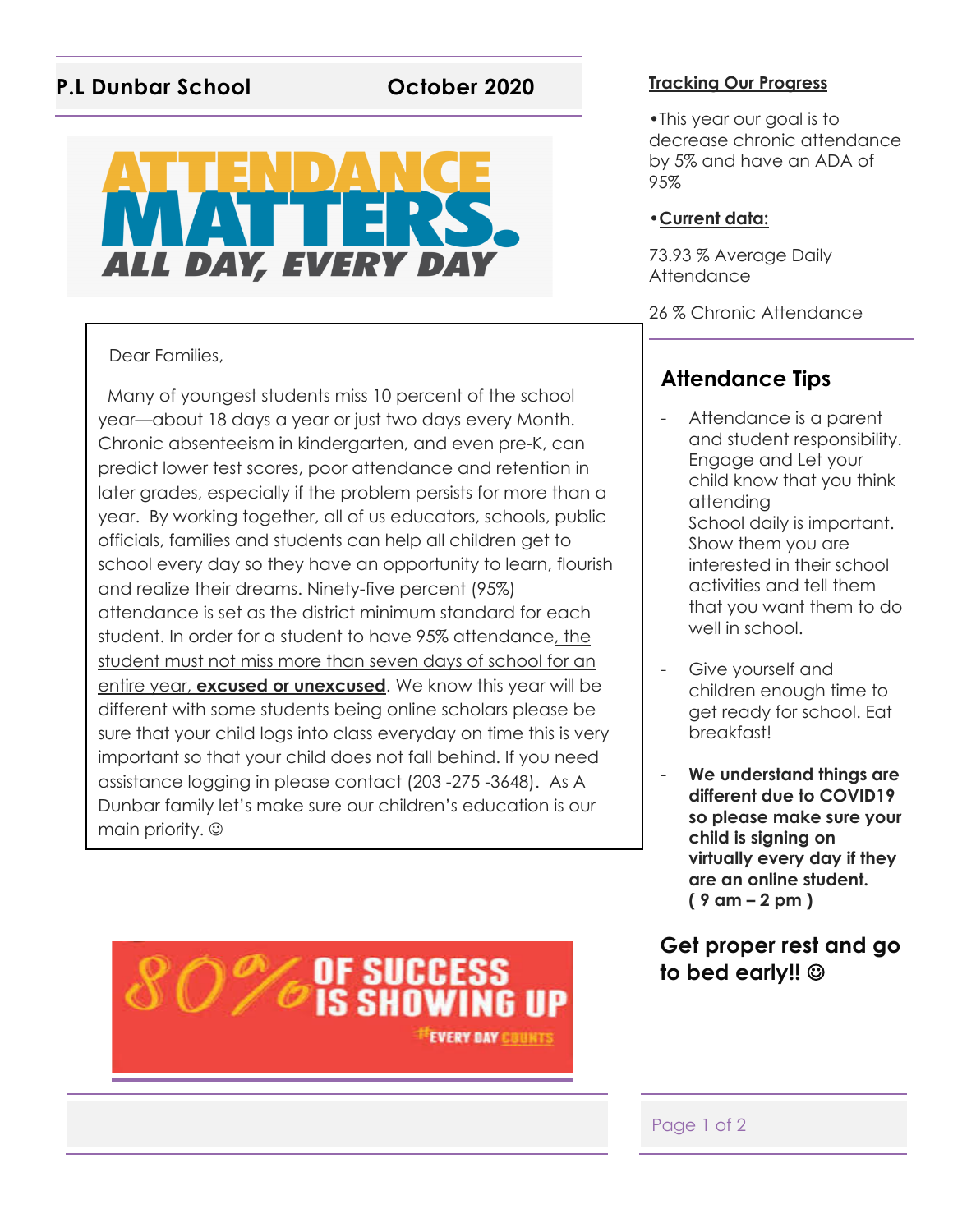**P.L Dunbar School** **October 2020**

# ATTENDANCE MATTERS.
## ALL DAY, EVERY DAY

Dear Families,

Many of youngest students miss 10 percent of the school year—about 18 days a year or just two days every Month. Chronic absenteeism in kindergarten, and even pre-K, can predict lower test scores, poor attendance and retention in later grades, especially if the problem persists for more than a year. By working together, all of us educators, schools, public officials, families and students can help all children get to school every day so they have an opportunity to learn, flourish and realize their dreams. Ninety-five percent (95%) attendance is set as the district minimum standard for each student. In order for a student to have 95% attendance, the student must not miss more than seven days of school for an entire year, **excused or unexcused**. We know this year will be different with some students being online scholars please be sure that your child logs into class everyday on time this is very important so that your child does not fall behind. If you need assistance logging in please contact (203 -275 -3648). As A Dunbar family let's make sure our children's education is our main priority. ☺

80% OF SUCCESS IS SHOWING UP
#EVERY DAY COUNTS

## Tracking Our Progress

• This year our goal is to decrease chronic attendance by 5% and have an ADA of 95%

• **Current data:**

73.93 % Average Daily Attendance

26 % Chronic Attendance

## Attendance Tips

- Attendance is a parent and student responsibility. Engage and Let your child know that you think attending School daily is important. Show them you are interested in their school activities and tell them that you want them to do well in school.
- Give yourself and children enough time to get ready for school. Eat breakfast!
- **We understand things are different due to COVID19 so please make sure your child is signing on virtually every day if they are an online student. ( 9 am – 2 pm )**

**Get proper rest and go to bed early!! ☺**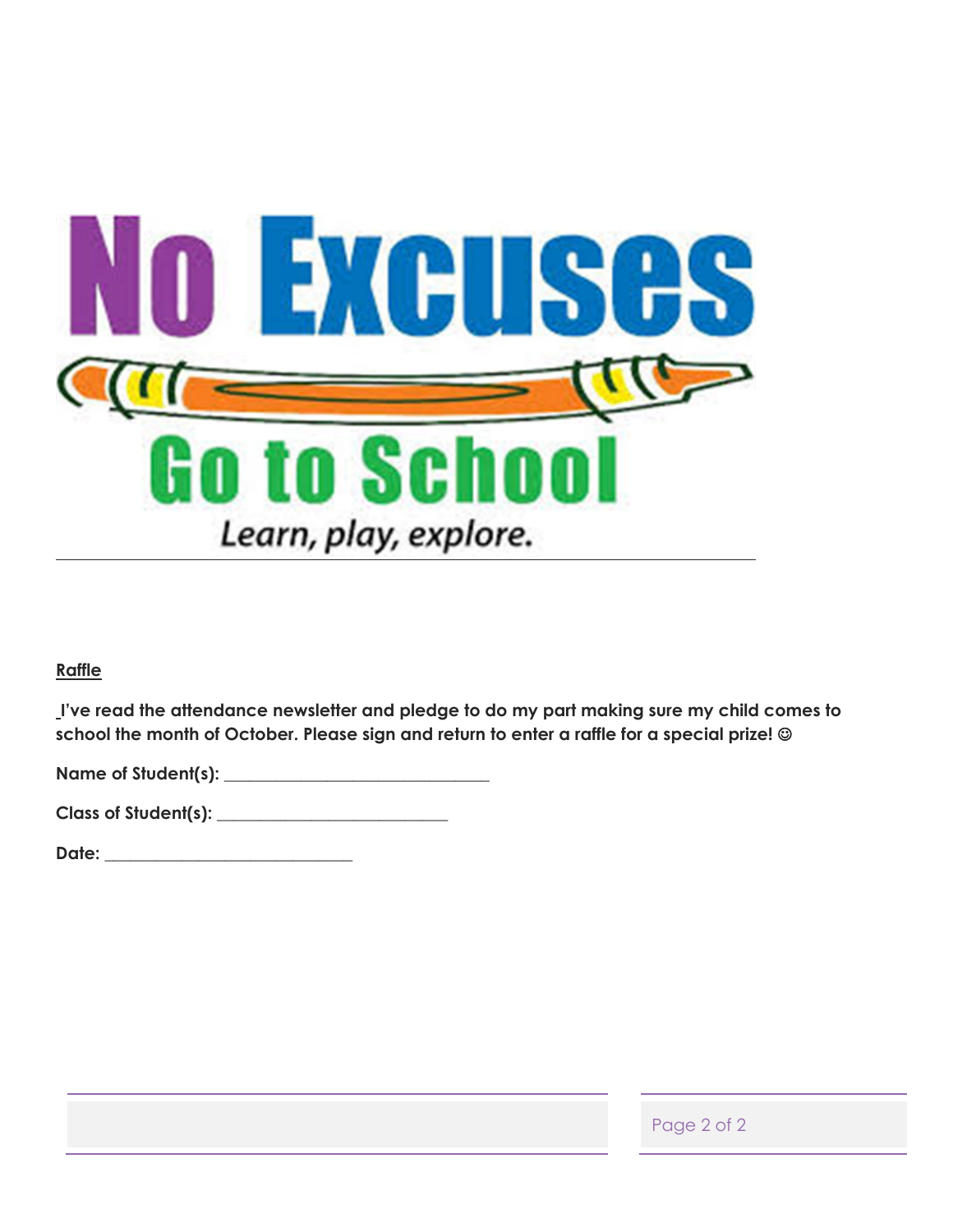# No Excuses

## Go to School

*Learn, play, explore.*

---

**Raffle**

**I've read the attendance newsletter and pledge to do my part making sure my child comes to school the month of October. Please sign and return to enter a raffle for a special prize! ☺**

**Name of Student(s):** ______________________________

**Class of Student(s):** __________________________

**Date:** ____________________________